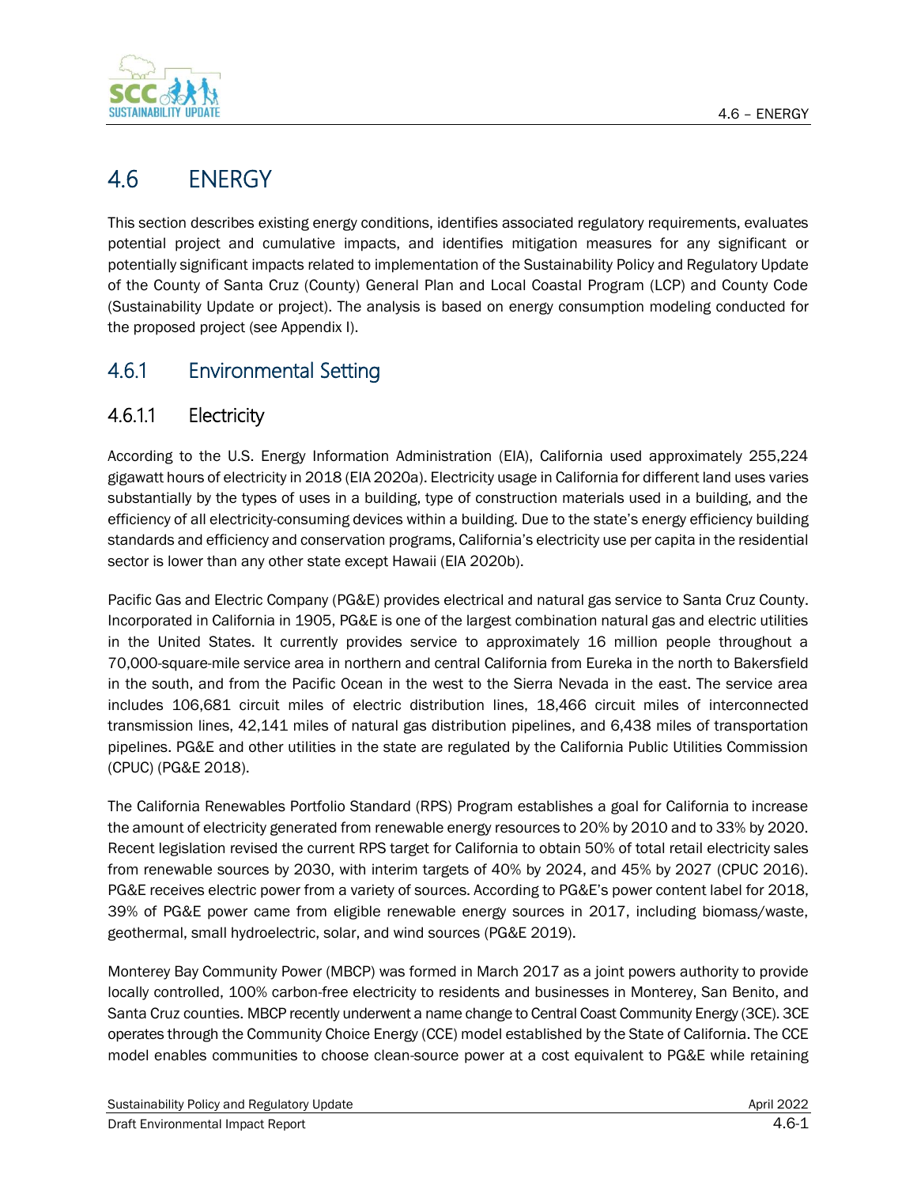# 4.6 ENERGY

This section describes existing energy conditions, identifies associated regulatory requirements, evaluates potential project and cumulative impacts, and identifies mitigation measures for any significant or potentially significant impacts related to implementation of the Sustainability Policy and Regulatory Update of the County of Santa Cruz (County) General Plan and Local Coastal Program (LCP) and County Code (Sustainability Update or project). The analysis is based on energy consumption modeling conducted for the proposed project (see Appendix I).

## 4.6.1 Environmental Setting

### 4.6.1.1 Electricity

According to the U.S. Energy Information Administration (EIA), California used approximately 255,224 gigawatt hours of electricity in 2018 (EIA 2020a). Electricity usage in California for different land uses varies substantially by the types of uses in a building, type of construction materials used in a building, and the efficiency of all electricity-consuming devices within a building. Due to the state's energy efficiency building standards and efficiency and conservation programs, California's electricity use per capita in the residential sector is lower than any other state except Hawaii (EIA 2020b).

Pacific Gas and Electric Company (PG&E) provides electrical and natural gas service to Santa Cruz County. Incorporated in California in 1905, PG&E is one of the largest combination natural gas and electric utilities in the United States. It currently provides service to approximately 16 million people throughout a 70,000-square-mile service area in northern and central California from Eureka in the north to Bakersfield in the south, and from the Pacific Ocean in the west to the Sierra Nevada in the east. The service area includes 106,681 circuit miles of electric distribution lines, 18,466 circuit miles of interconnected transmission lines, 42,141 miles of natural gas distribution pipelines, and 6,438 miles of transportation pipelines. PG&E and other utilities in the state are regulated by the California Public Utilities Commission (CPUC) (PG&E 2018).

The California Renewables Portfolio Standard (RPS) Program establishes a goal for California to increase the amount of electricity generated from renewable energy resources to 20% by 2010 and to 33% by 2020. Recent legislation revised the current RPS target for California to obtain 50% of total retail electricity sales from renewable sources by 2030, with interim targets of 40% by 2024, and 45% by 2027 (CPUC 2016). PG&E receives electric power from a variety of sources. According to PG&E's power content label for 2018, 39% of PG&E power came from eligible renewable energy sources in 2017, including biomass/waste, geothermal, small hydroelectric, solar, and wind sources (PG&E 2019).

Monterey Bay Community Power (MBCP) was formed in March 2017 as a joint powers authority to provide locally controlled, 100% carbon-free electricity to residents and businesses in Monterey, San Benito, and Santa Cruz counties. MBCP recently underwent a name change to Central Coast Community Energy (3CE). 3CE operates through the Community Choice Energy (CCE) model established by the State of California. The CCE model enables communities to choose clean-source power at a cost equivalent to PG&E while retaining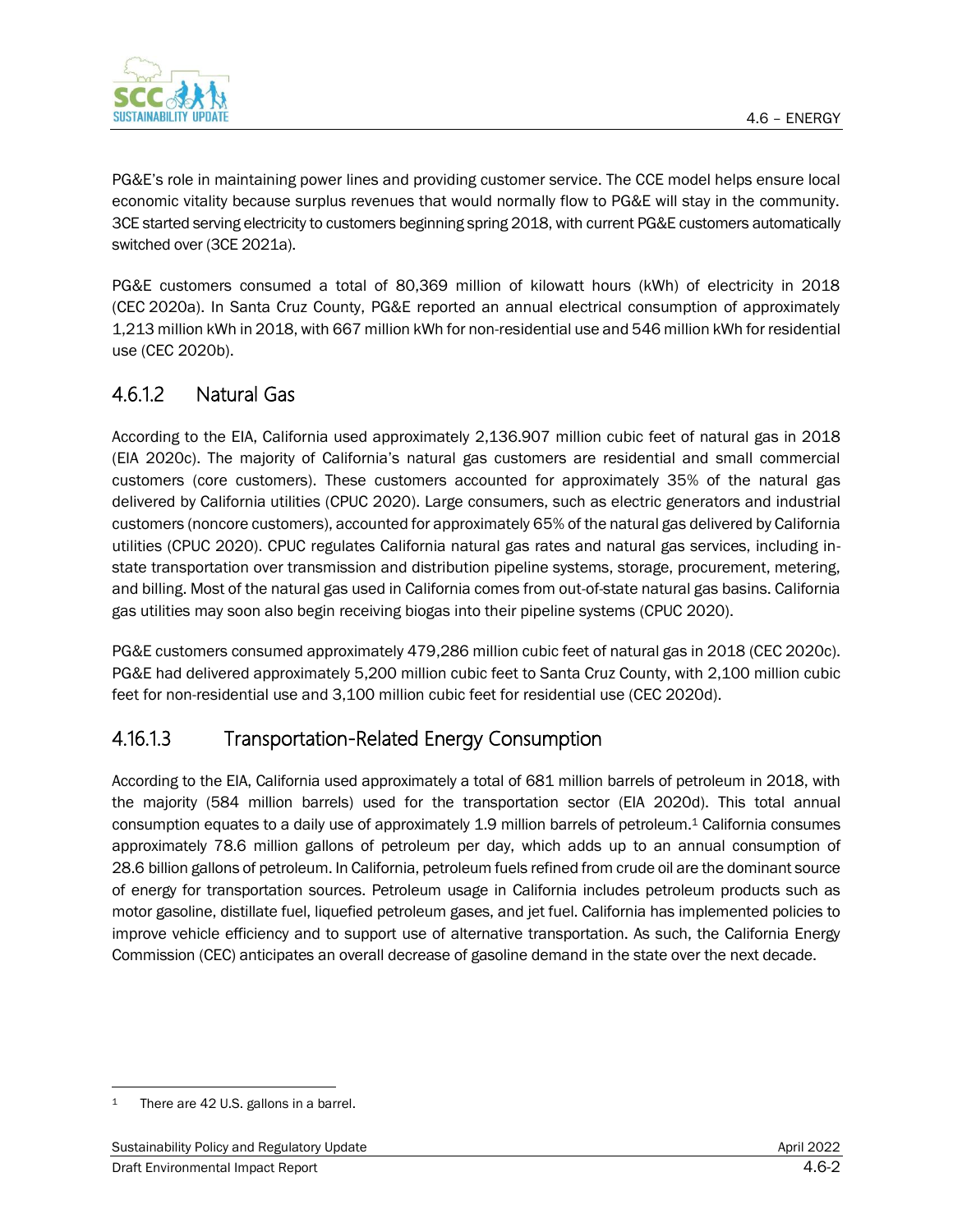PG&E's role in maintaining power lines and providing customer service. The CCE model helps ensure local economic vitality because surplus revenues that would normally flow to PG&E will stay in the community. 3CE started serving electricity to customers beginning spring 2018, with current PG&E customers automatically switched over (3CE 2021a).

PG&E customers consumed a total of 80,369 million of kilowatt hours (kWh) of electricity in 2018 (CEC 2020a). In Santa Cruz County, PG&E reported an annual electrical consumption of approximately 1,213 million kWh in 2018, with 667 million kWh for non-residential use and 546 million kWh for residential use (CEC 2020b).

### 4.6.1.2 Natural Gas

According to the EIA, California used approximately 2,136.907 million cubic feet of natural gas in 2018 (EIA 2020c). The majority of California's natural gas customers are residential and small commercial customers (core customers). These customers accounted for approximately 35% of the natural gas delivered by California utilities (CPUC 2020). Large consumers, such as electric generators and industrial customers (noncore customers), accounted for approximately 65% of the natural gas delivered by California utilities (CPUC 2020). CPUC regulates California natural gas rates and natural gas services, including in-state transportation over transmission and distribution pipeline systems, storage, procurement, metering, and billing. Most of the natural gas used in California comes from out-of-state natural gas basins. California gas utilities may soon also begin receiving biogas into their pipeline systems (CPUC 2020).

PG&E customers consumed approximately 479,286 million cubic feet of natural gas in 2018 (CEC 2020c). PG&E had delivered approximately 5,200 million cubic feet to Santa Cruz County, with 2,100 million cubic feet for non-residential use and 3,100 million cubic feet for residential use (CEC 2020d).

### 4.16.1.3 Transportation-Related Energy Consumption

According to the EIA, California used approximately a total of 681 million barrels of petroleum in 2018, with the majority (584 million barrels) used for the transportation sector (EIA 2020d). This total annual consumption equates to a daily use of approximately 1.9 million barrels of petroleum.[1] California consumes approximately 78.6 million gallons of petroleum per day, which adds up to an annual consumption of 28.6 billion gallons of petroleum. In California, petroleum fuels refined from crude oil are the dominant source of energy for transportation sources. Petroleum usage in California includes petroleum products such as motor gasoline, distillate fuel, liquefied petroleum gases, and jet fuel. California has implemented policies to improve vehicle efficiency and to support use of alternative transportation. As such, the California Energy Commission (CEC) anticipates an overall decrease of gasoline demand in the state over the next decade.

---

[1] There are 42 U.S. gallons in a barrel.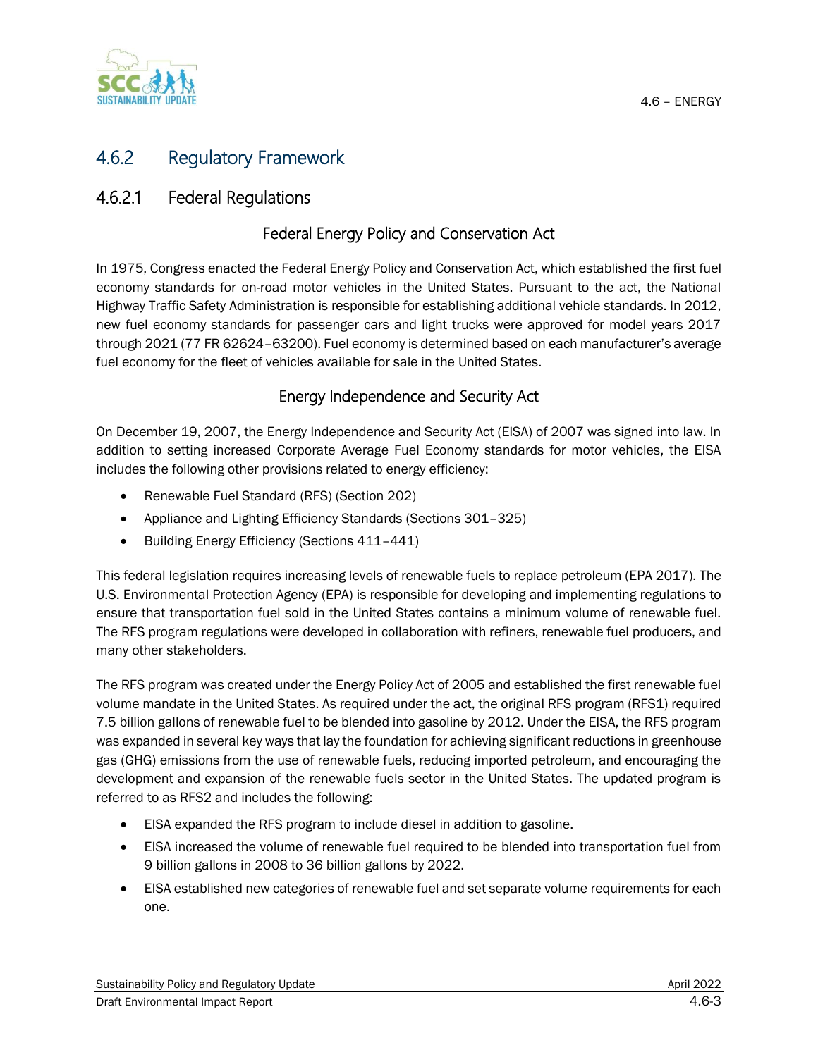## 4.6.2 Regulatory Framework

### 4.6.2.1 Federal Regulations

#### Federal Energy Policy and Conservation Act

In 1975, Congress enacted the Federal Energy Policy and Conservation Act, which established the first fuel economy standards for on-road motor vehicles in the United States. Pursuant to the act, the National Highway Traffic Safety Administration is responsible for establishing additional vehicle standards. In 2012, new fuel economy standards for passenger cars and light trucks were approved for model years 2017 through 2021 (77 FR 62624–63200). Fuel economy is determined based on each manufacturer's average fuel economy for the fleet of vehicles available for sale in the United States.

#### Energy Independence and Security Act

On December 19, 2007, the Energy Independence and Security Act (EISA) of 2007 was signed into law. In addition to setting increased Corporate Average Fuel Economy standards for motor vehicles, the EISA includes the following other provisions related to energy efficiency:

- Renewable Fuel Standard (RFS) (Section 202)
- Appliance and Lighting Efficiency Standards (Sections 301–325)
- Building Energy Efficiency (Sections 411–441)

This federal legislation requires increasing levels of renewable fuels to replace petroleum (EPA 2017). The U.S. Environmental Protection Agency (EPA) is responsible for developing and implementing regulations to ensure that transportation fuel sold in the United States contains a minimum volume of renewable fuel. The RFS program regulations were developed in collaboration with refiners, renewable fuel producers, and many other stakeholders.

The RFS program was created under the Energy Policy Act of 2005 and established the first renewable fuel volume mandate in the United States. As required under the act, the original RFS program (RFS1) required 7.5 billion gallons of renewable fuel to be blended into gasoline by 2012. Under the EISA, the RFS program was expanded in several key ways that lay the foundation for achieving significant reductions in greenhouse gas (GHG) emissions from the use of renewable fuels, reducing imported petroleum, and encouraging the development and expansion of the renewable fuels sector in the United States. The updated program is referred to as RFS2 and includes the following:

- EISA expanded the RFS program to include diesel in addition to gasoline.
- EISA increased the volume of renewable fuel required to be blended into transportation fuel from 9 billion gallons in 2008 to 36 billion gallons by 2022.
- EISA established new categories of renewable fuel and set separate volume requirements for each one.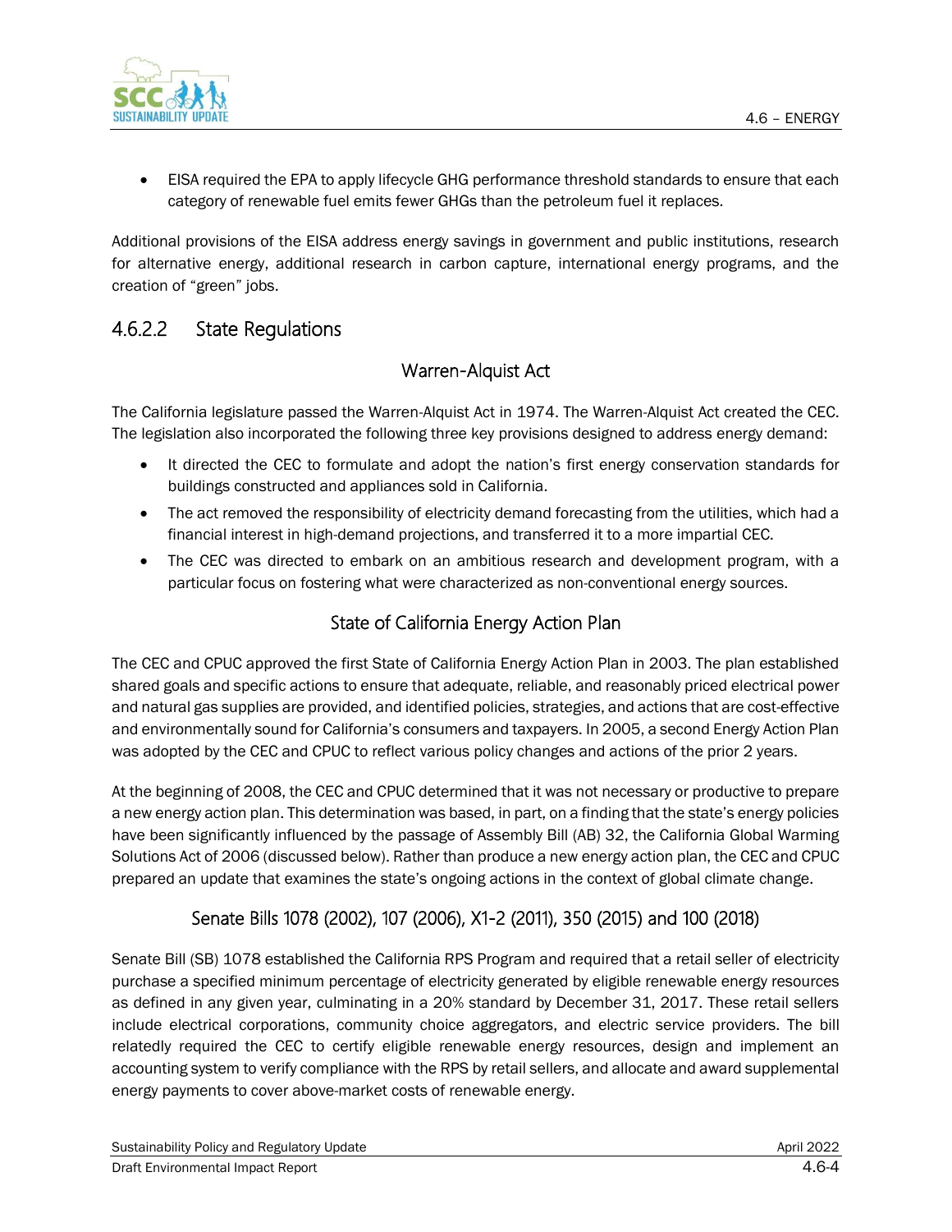- EISA required the EPA to apply lifecycle GHG performance threshold standards to ensure that each category of renewable fuel emits fewer GHGs than the petroleum fuel it replaces.

Additional provisions of the EISA address energy savings in government and public institutions, research for alternative energy, additional research in carbon capture, international energy programs, and the creation of "green" jobs.

## 4.6.2.2 State Regulations

### Warren-Alquist Act

The California legislature passed the Warren-Alquist Act in 1974. The Warren-Alquist Act created the CEC. The legislation also incorporated the following three key provisions designed to address energy demand:

- It directed the CEC to formulate and adopt the nation's first energy conservation standards for buildings constructed and appliances sold in California.
- The act removed the responsibility of electricity demand forecasting from the utilities, which had a financial interest in high-demand projections, and transferred it to a more impartial CEC.
- The CEC was directed to embark on an ambitious research and development program, with a particular focus on fostering what were characterized as non-conventional energy sources.

### State of California Energy Action Plan

The CEC and CPUC approved the first State of California Energy Action Plan in 2003. The plan established shared goals and specific actions to ensure that adequate, reliable, and reasonably priced electrical power and natural gas supplies are provided, and identified policies, strategies, and actions that are cost-effective and environmentally sound for California's consumers and taxpayers. In 2005, a second Energy Action Plan was adopted by the CEC and CPUC to reflect various policy changes and actions of the prior 2 years.

At the beginning of 2008, the CEC and CPUC determined that it was not necessary or productive to prepare a new energy action plan. This determination was based, in part, on a finding that the state's energy policies have been significantly influenced by the passage of Assembly Bill (AB) 32, the California Global Warming Solutions Act of 2006 (discussed below). Rather than produce a new energy action plan, the CEC and CPUC prepared an update that examines the state's ongoing actions in the context of global climate change.

### Senate Bills 1078 (2002), 107 (2006), X1-2 (2011), 350 (2015) and 100 (2018)

Senate Bill (SB) 1078 established the California RPS Program and required that a retail seller of electricity purchase a specified minimum percentage of electricity generated by eligible renewable energy resources as defined in any given year, culminating in a 20% standard by December 31, 2017. These retail sellers include electrical corporations, community choice aggregators, and electric service providers. The bill relatedly required the CEC to certify eligible renewable energy resources, design and implement an accounting system to verify compliance with the RPS by retail sellers, and allocate and award supplemental energy payments to cover above-market costs of renewable energy.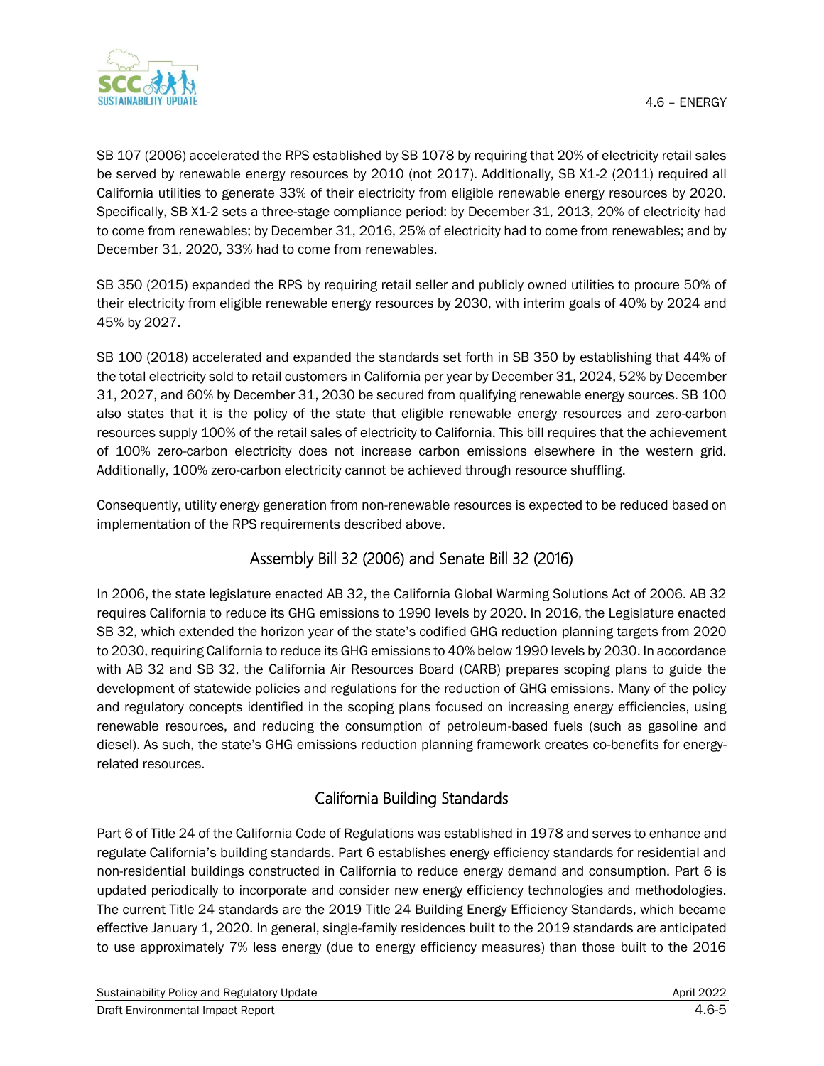SB 107 (2006) accelerated the RPS established by SB 1078 by requiring that 20% of electricity retail sales be served by renewable energy resources by 2010 (not 2017). Additionally, SB X1-2 (2011) required all California utilities to generate 33% of their electricity from eligible renewable energy resources by 2020. Specifically, SB X1-2 sets a three-stage compliance period: by December 31, 2013, 20% of electricity had to come from renewables; by December 31, 2016, 25% of electricity had to come from renewables; and by December 31, 2020, 33% had to come from renewables.

SB 350 (2015) expanded the RPS by requiring retail seller and publicly owned utilities to procure 50% of their electricity from eligible renewable energy resources by 2030, with interim goals of 40% by 2024 and 45% by 2027.

SB 100 (2018) accelerated and expanded the standards set forth in SB 350 by establishing that 44% of the total electricity sold to retail customers in California per year by December 31, 2024, 52% by December 31, 2027, and 60% by December 31, 2030 be secured from qualifying renewable energy sources. SB 100 also states that it is the policy of the state that eligible renewable energy resources and zero-carbon resources supply 100% of the retail sales of electricity to California. This bill requires that the achievement of 100% zero-carbon electricity does not increase carbon emissions elsewhere in the western grid. Additionally, 100% zero-carbon electricity cannot be achieved through resource shuffling.

Consequently, utility energy generation from non-renewable resources is expected to be reduced based on implementation of the RPS requirements described above.

## Assembly Bill 32 (2006) and Senate Bill 32 (2016)

In 2006, the state legislature enacted AB 32, the California Global Warming Solutions Act of 2006. AB 32 requires California to reduce its GHG emissions to 1990 levels by 2020. In 2016, the Legislature enacted SB 32, which extended the horizon year of the state's codified GHG reduction planning targets from 2020 to 2030, requiring California to reduce its GHG emissions to 40% below 1990 levels by 2030. In accordance with AB 32 and SB 32, the California Air Resources Board (CARB) prepares scoping plans to guide the development of statewide policies and regulations for the reduction of GHG emissions. Many of the policy and regulatory concepts identified in the scoping plans focused on increasing energy efficiencies, using renewable resources, and reducing the consumption of petroleum-based fuels (such as gasoline and diesel). As such, the state's GHG emissions reduction planning framework creates co-benefits for energy-related resources.

## California Building Standards

Part 6 of Title 24 of the California Code of Regulations was established in 1978 and serves to enhance and regulate California's building standards. Part 6 establishes energy efficiency standards for residential and non-residential buildings constructed in California to reduce energy demand and consumption. Part 6 is updated periodically to incorporate and consider new energy efficiency technologies and methodologies. The current Title 24 standards are the 2019 Title 24 Building Energy Efficiency Standards, which became effective January 1, 2020. In general, single-family residences built to the 2019 standards are anticipated to use approximately 7% less energy (due to energy efficiency measures) than those built to the 2016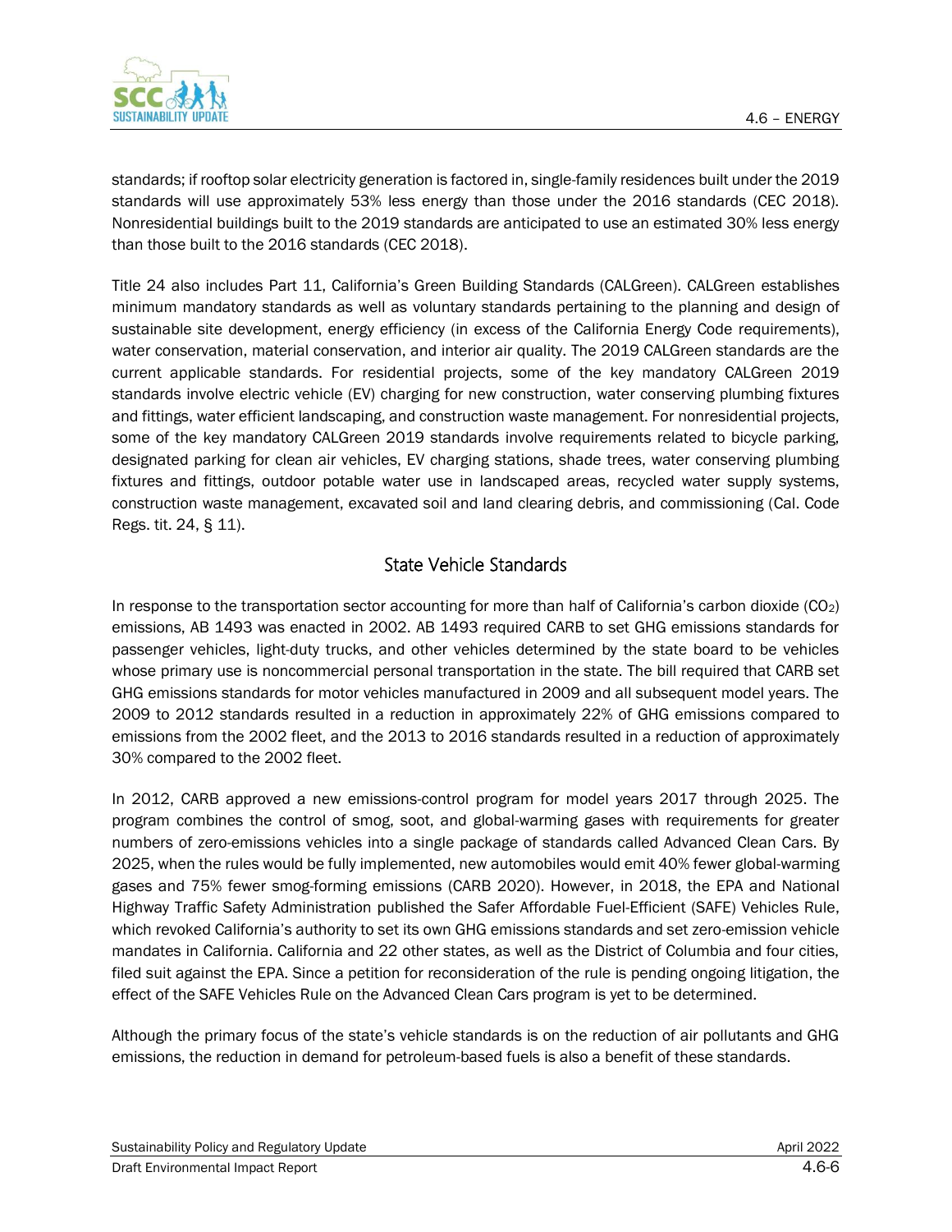standards; if rooftop solar electricity generation is factored in, single-family residences built under the 2019 standards will use approximately 53% less energy than those under the 2016 standards (CEC 2018). Nonresidential buildings built to the 2019 standards are anticipated to use an estimated 30% less energy than those built to the 2016 standards (CEC 2018).

Title 24 also includes Part 11, California's Green Building Standards (CALGreen). CALGreen establishes minimum mandatory standards as well as voluntary standards pertaining to the planning and design of sustainable site development, energy efficiency (in excess of the California Energy Code requirements), water conservation, material conservation, and interior air quality. The 2019 CALGreen standards are the current applicable standards. For residential projects, some of the key mandatory CALGreen 2019 standards involve electric vehicle (EV) charging for new construction, water conserving plumbing fixtures and fittings, water efficient landscaping, and construction waste management. For nonresidential projects, some of the key mandatory CALGreen 2019 standards involve requirements related to bicycle parking, designated parking for clean air vehicles, EV charging stations, shade trees, water conserving plumbing fixtures and fittings, outdoor potable water use in landscaped areas, recycled water supply systems, construction waste management, excavated soil and land clearing debris, and commissioning (Cal. Code Regs. tit. 24, § 11).

## State Vehicle Standards

In response to the transportation sector accounting for more than half of California's carbon dioxide ($CO_2$) emissions, AB 1493 was enacted in 2002. AB 1493 required CARB to set GHG emissions standards for passenger vehicles, light-duty trucks, and other vehicles determined by the state board to be vehicles whose primary use is noncommercial personal transportation in the state. The bill required that CARB set GHG emissions standards for motor vehicles manufactured in 2009 and all subsequent model years. The 2009 to 2012 standards resulted in a reduction in approximately 22% of GHG emissions compared to emissions from the 2002 fleet, and the 2013 to 2016 standards resulted in a reduction of approximately 30% compared to the 2002 fleet.

In 2012, CARB approved a new emissions-control program for model years 2017 through 2025. The program combines the control of smog, soot, and global-warming gases with requirements for greater numbers of zero-emissions vehicles into a single package of standards called Advanced Clean Cars. By 2025, when the rules would be fully implemented, new automobiles would emit 40% fewer global-warming gases and 75% fewer smog-forming emissions (CARB 2020). However, in 2018, the EPA and National Highway Traffic Safety Administration published the Safer Affordable Fuel-Efficient (SAFE) Vehicles Rule, which revoked California's authority to set its own GHG emissions standards and set zero-emission vehicle mandates in California. California and 22 other states, as well as the District of Columbia and four cities, filed suit against the EPA. Since a petition for reconsideration of the rule is pending ongoing litigation, the effect of the SAFE Vehicles Rule on the Advanced Clean Cars program is yet to be determined.

Although the primary focus of the state's vehicle standards is on the reduction of air pollutants and GHG emissions, the reduction in demand for petroleum-based fuels is also a benefit of these standards.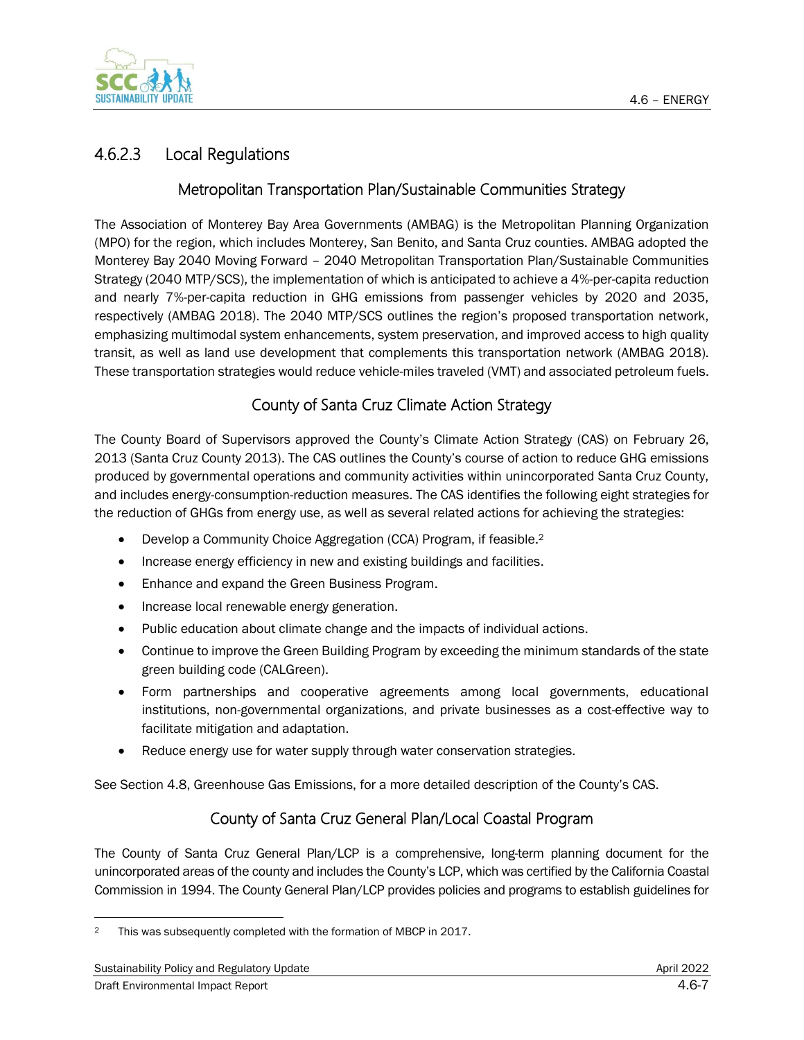### 4.6.2.3 Local Regulations

#### Metropolitan Transportation Plan/Sustainable Communities Strategy

The Association of Monterey Bay Area Governments (AMBAG) is the Metropolitan Planning Organization (MPO) for the region, which includes Monterey, San Benito, and Santa Cruz counties. AMBAG adopted the Monterey Bay 2040 Moving Forward – 2040 Metropolitan Transportation Plan/Sustainable Communities Strategy (2040 MTP/SCS), the implementation of which is anticipated to achieve a 4%-per-capita reduction and nearly 7%-per-capita reduction in GHG emissions from passenger vehicles by 2020 and 2035, respectively (AMBAG 2018). The 2040 MTP/SCS outlines the region's proposed transportation network, emphasizing multimodal system enhancements, system preservation, and improved access to high quality transit, as well as land use development that complements this transportation network (AMBAG 2018). These transportation strategies would reduce vehicle-miles traveled (VMT) and associated petroleum fuels.

#### County of Santa Cruz Climate Action Strategy

The County Board of Supervisors approved the County's Climate Action Strategy (CAS) on February 26, 2013 (Santa Cruz County 2013). The CAS outlines the County's course of action to reduce GHG emissions produced by governmental operations and community activities within unincorporated Santa Cruz County, and includes energy-consumption-reduction measures. The CAS identifies the following eight strategies for the reduction of GHGs from energy use, as well as several related actions for achieving the strategies:

- Develop a Community Choice Aggregation (CCA) Program, if feasible.[2]
- Increase energy efficiency in new and existing buildings and facilities.
- Enhance and expand the Green Business Program.
- Increase local renewable energy generation.
- Public education about climate change and the impacts of individual actions.
- Continue to improve the Green Building Program by exceeding the minimum standards of the state green building code (CALGreen).
- Form partnerships and cooperative agreements among local governments, educational institutions, non-governmental organizations, and private businesses as a cost-effective way to facilitate mitigation and adaptation.
- Reduce energy use for water supply through water conservation strategies.

See Section 4.8, Greenhouse Gas Emissions, for a more detailed description of the County's CAS.

#### County of Santa Cruz General Plan/Local Coastal Program

The County of Santa Cruz General Plan/LCP is a comprehensive, long-term planning document for the unincorporated areas of the county and includes the County's LCP, which was certified by the California Coastal Commission in 1994. The County General Plan/LCP provides policies and programs to establish guidelines for

[2] This was subsequently completed with the formation of MBCP in 2017.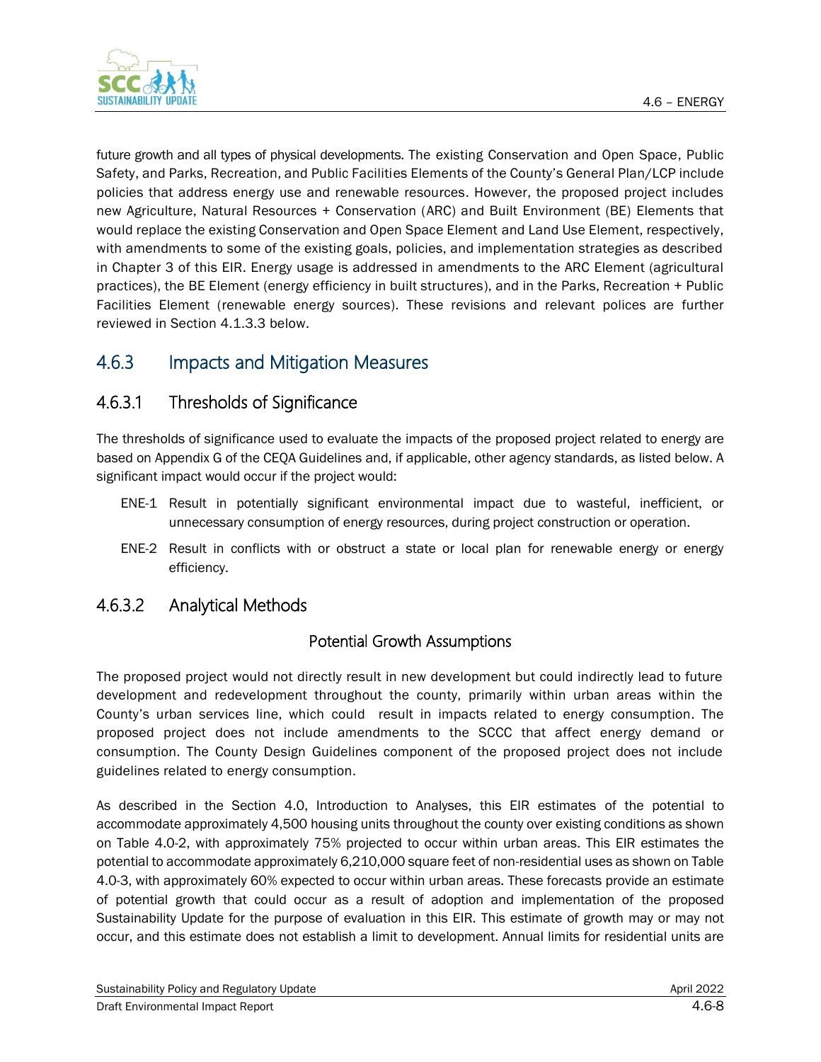future growth and all types of physical developments. The existing Conservation and Open Space, Public Safety, and Parks, Recreation, and Public Facilities Elements of the County's General Plan/LCP include policies that address energy use and renewable resources. However, the proposed project includes new Agriculture, Natural Resources + Conservation (ARC) and Built Environment (BE) Elements that would replace the existing Conservation and Open Space Element and Land Use Element, respectively, with amendments to some of the existing goals, policies, and implementation strategies as described in Chapter 3 of this EIR. Energy usage is addressed in amendments to the ARC Element (agricultural practices), the BE Element (energy efficiency in built structures), and in the Parks, Recreation + Public Facilities Element (renewable energy sources). These revisions and relevant polices are further reviewed in Section 4.1.3.3 below.

## 4.6.3 Impacts and Mitigation Measures

### 4.6.3.1 Thresholds of Significance

The thresholds of significance used to evaluate the impacts of the proposed project related to energy are based on Appendix G of the CEQA Guidelines and, if applicable, other agency standards, as listed below. A significant impact would occur if the project would:

- ENE-1 Result in potentially significant environmental impact due to wasteful, inefficient, or unnecessary consumption of energy resources, during project construction or operation.
- ENE-2 Result in conflicts with or obstruct a state or local plan for renewable energy or energy efficiency.

### 4.6.3.2 Analytical Methods

#### Potential Growth Assumptions

The proposed project would not directly result in new development but could indirectly lead to future development and redevelopment throughout the county, primarily within urban areas within the County's urban services line, which could result in impacts related to energy consumption. The proposed project does not include amendments to the SCCC that affect energy demand or consumption. The County Design Guidelines component of the proposed project does not include guidelines related to energy consumption.

As described in the Section 4.0, Introduction to Analyses, this EIR estimates of the potential to accommodate approximately 4,500 housing units throughout the county over existing conditions as shown on Table 4.0-2, with approximately 75% projected to occur within urban areas. This EIR estimates the potential to accommodate approximately 6,210,000 square feet of non-residential uses as shown on Table 4.0-3, with approximately 60% expected to occur within urban areas. These forecasts provide an estimate of potential growth that could occur as a result of adoption and implementation of the proposed Sustainability Update for the purpose of evaluation in this EIR. This estimate of growth may or may not occur, and this estimate does not establish a limit to development. Annual limits for residential units are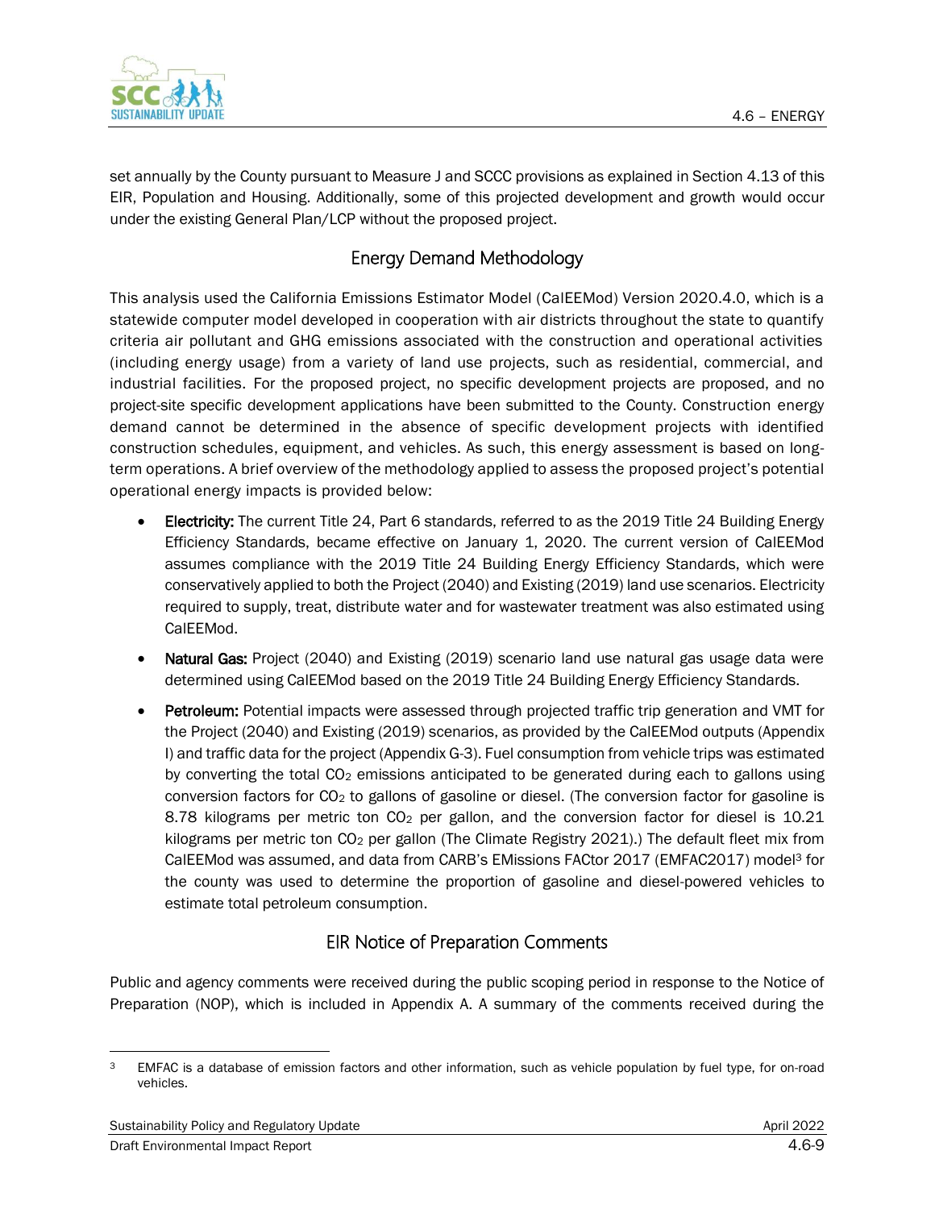set annually by the County pursuant to Measure J and SCCC provisions as explained in Section 4.13 of this EIR, Population and Housing. Additionally, some of this projected development and growth would occur under the existing General Plan/LCP without the proposed project.

## Energy Demand Methodology

This analysis used the California Emissions Estimator Model (CalEEMod) Version 2020.4.0, which is a statewide computer model developed in cooperation with air districts throughout the state to quantify criteria air pollutant and GHG emissions associated with the construction and operational activities (including energy usage) from a variety of land use projects, such as residential, commercial, and industrial facilities. For the proposed project, no specific development projects are proposed, and no project-site specific development applications have been submitted to the County. Construction energy demand cannot be determined in the absence of specific development projects with identified construction schedules, equipment, and vehicles. As such, this energy assessment is based on long-term operations. A brief overview of the methodology applied to assess the proposed project's potential operational energy impacts is provided below:

- **Electricity:** The current Title 24, Part 6 standards, referred to as the 2019 Title 24 Building Energy Efficiency Standards, became effective on January 1, 2020. The current version of CalEEMod assumes compliance with the 2019 Title 24 Building Energy Efficiency Standards, which were conservatively applied to both the Project (2040) and Existing (2019) land use scenarios. Electricity required to supply, treat, distribute water and for wastewater treatment was also estimated using CalEEMod.
- **Natural Gas:** Project (2040) and Existing (2019) scenario land use natural gas usage data were determined using CalEEMod based on the 2019 Title 24 Building Energy Efficiency Standards.
- **Petroleum:** Potential impacts were assessed through projected traffic trip generation and VMT for the Project (2040) and Existing (2019) scenarios, as provided by the CalEEMod outputs (Appendix I) and traffic data for the project (Appendix G-3). Fuel consumption from vehicle trips was estimated by converting the total $CO_2$ emissions anticipated to be generated during each to gallons using conversion factors for $CO_2$ to gallons of gasoline or diesel. (The conversion factor for gasoline is 8.78 kilograms per metric ton $CO_2$ per gallon, and the conversion factor for diesel is 10.21 kilograms per metric ton $CO_2$ per gallon (The Climate Registry 2021).) The default fleet mix from CalEEMod was assumed, and data from CARB's EMissions FACtor 2017 (EMFAC2017) model[3] for the county was used to determine the proportion of gasoline and diesel-powered vehicles to estimate total petroleum consumption.

## EIR Notice of Preparation Comments

Public and agency comments were received during the public scoping period in response to the Notice of Preparation (NOP), which is included in Appendix A. A summary of the comments received during the

---

[3] EMFAC is a database of emission factors and other information, such as vehicle population by fuel type, for on-road vehicles.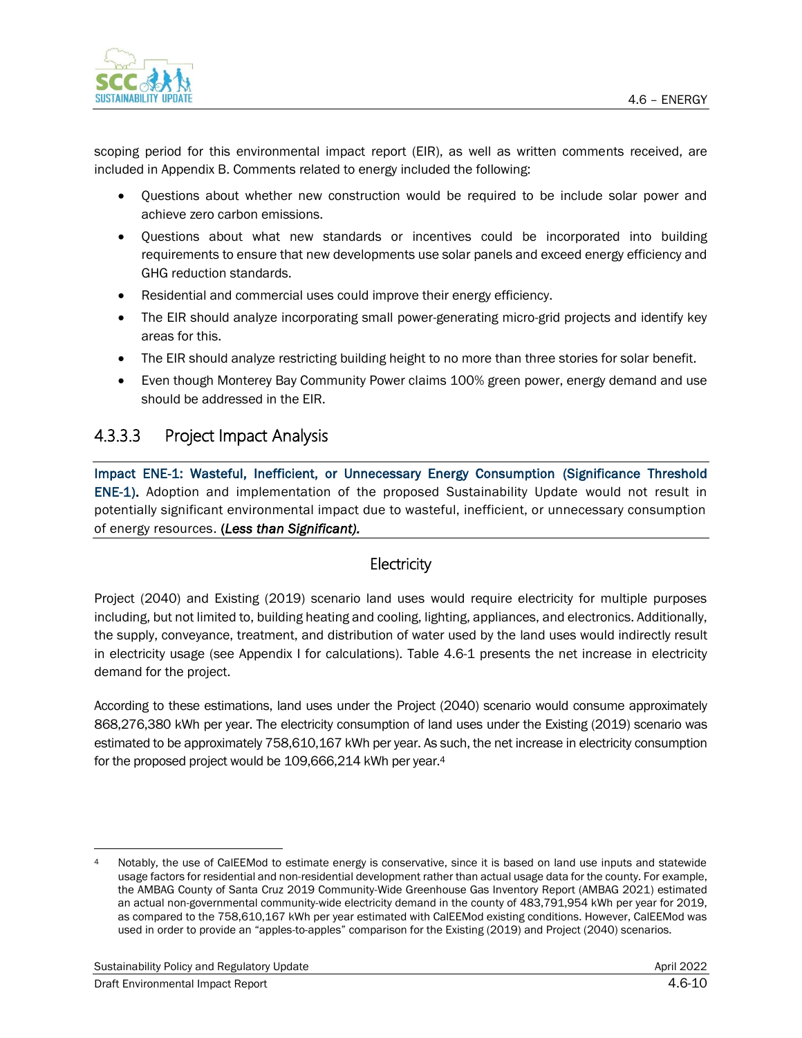scoping period for this environmental impact report (EIR), as well as written comments received, are included in Appendix B. Comments related to energy included the following:

- Questions about whether new construction would be required to be include solar power and achieve zero carbon emissions.
- Questions about what new standards or incentives could be incorporated into building requirements to ensure that new developments use solar panels and exceed energy efficiency and GHG reduction standards.
- Residential and commercial uses could improve their energy efficiency.
- The EIR should analyze incorporating small power-generating micro-grid projects and identify key areas for this.
- The EIR should analyze restricting building height to no more than three stories for solar benefit.
- Even though Monterey Bay Community Power claims 100% green power, energy demand and use should be addressed in the EIR.

### 4.3.3.3 Project Impact Analysis

**Impact ENE-1: Wasteful, Inefficient, or Unnecessary Energy Consumption (Significance Threshold ENE-1).** Adoption and implementation of the proposed Sustainability Update would not result in potentially significant environmental impact due to wasteful, inefficient, or unnecessary consumption of energy resources. ***(Less than Significant).***

#### Electricity

Project (2040) and Existing (2019) scenario land uses would require electricity for multiple purposes including, but not limited to, building heating and cooling, lighting, appliances, and electronics. Additionally, the supply, conveyance, treatment, and distribution of water used by the land uses would indirectly result in electricity usage (see Appendix I for calculations). Table 4.6-1 presents the net increase in electricity demand for the project.

According to these estimations, land uses under the Project (2040) scenario would consume approximately 868,276,380 kWh per year. The electricity consumption of land uses under the Existing (2019) scenario was estimated to be approximately 758,610,167 kWh per year. As such, the net increase in electricity consumption for the proposed project would be 109,666,214 kWh per year.[4]

---

[4] Notably, the use of CalEEMod to estimate energy is conservative, since it is based on land use inputs and statewide usage factors for residential and non-residential development rather than actual usage data for the county. For example, the AMBAG County of Santa Cruz 2019 Community-Wide Greenhouse Gas Inventory Report (AMBAG 2021) estimated an actual non-governmental community-wide electricity demand in the county of 483,791,954 kWh per year for 2019, as compared to the 758,610,167 kWh per year estimated with CalEEMod existing conditions. However, CalEEMod was used in order to provide an "apples-to-apples" comparison for the Existing (2019) and Project (2040) scenarios.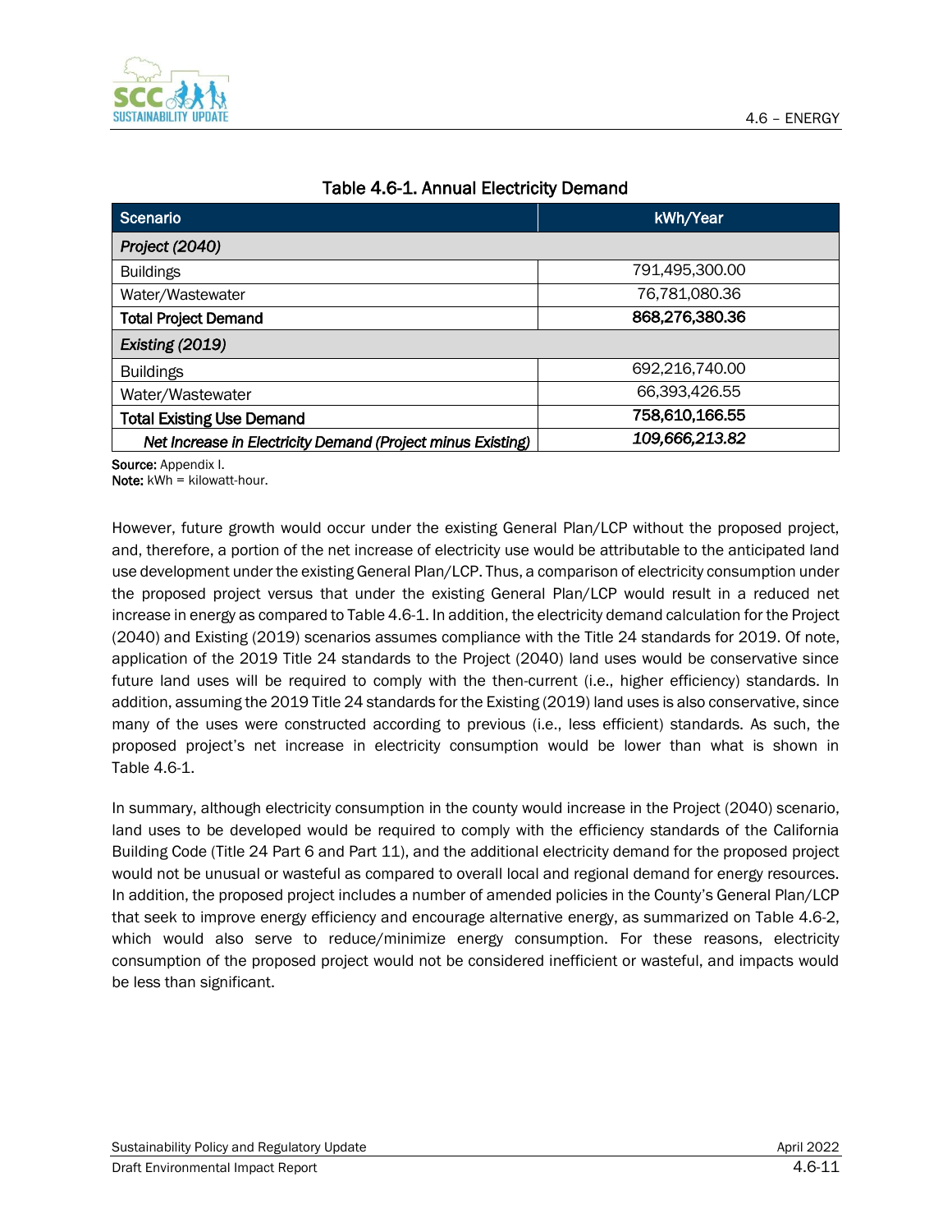Table 4.6-1. Annual Electricity Demand

| Scenario | kWh/Year |
|---|---|
| *Project (2040)* | |
| Buildings | 791,495,300.00 |
| Water/Wastewater | 76,781,080.36 |
| **Total Project Demand** | **868,276,380.36** |
| *Existing (2019)* | |
| Buildings | 692,216,740.00 |
| Water/Wastewater | 66,393,426.55 |
| **Total Existing Use Demand** | **758,610,166.55** |
| ***Net Increase in Electricity Demand (Project minus Existing)*** | ***109,666,213.82*** |

**Source:** Appendix I.
**Note:** kWh = kilowatt-hour.

However, future growth would occur under the existing General Plan/LCP without the proposed project, and, therefore, a portion of the net increase of electricity use would be attributable to the anticipated land use development under the existing General Plan/LCP. Thus, a comparison of electricity consumption under the proposed project versus that under the existing General Plan/LCP would result in a reduced net increase in energy as compared to Table 4.6-1. In addition, the electricity demand calculation for the Project (2040) and Existing (2019) scenarios assumes compliance with the Title 24 standards for 2019. Of note, application of the 2019 Title 24 standards to the Project (2040) land uses would be conservative since future land uses will be required to comply with the then-current (i.e., higher efficiency) standards. In addition, assuming the 2019 Title 24 standards for the Existing (2019) land uses is also conservative, since many of the uses were constructed according to previous (i.e., less efficient) standards. As such, the proposed project's net increase in electricity consumption would be lower than what is shown in Table 4.6-1.

In summary, although electricity consumption in the county would increase in the Project (2040) scenario, land uses to be developed would be required to comply with the efficiency standards of the California Building Code (Title 24 Part 6 and Part 11), and the additional electricity demand for the proposed project would not be unusual or wasteful as compared to overall local and regional demand for energy resources. In addition, the proposed project includes a number of amended policies in the County's General Plan/LCP that seek to improve energy efficiency and encourage alternative energy, as summarized on Table 4.6-2, which would also serve to reduce/minimize energy consumption. For these reasons, electricity consumption of the proposed project would not be considered inefficient or wasteful, and impacts would be less than significant.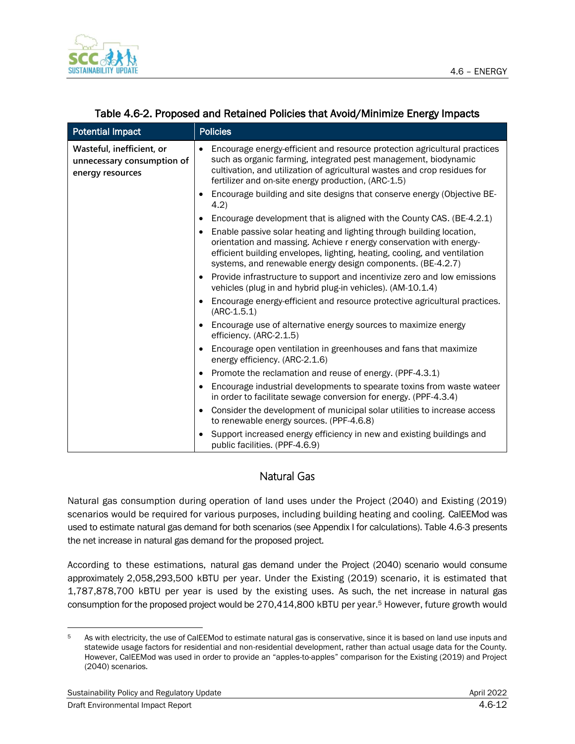Table 4.6-2. Proposed and Retained Policies that Avoid/Minimize Energy Impacts

| Potential Impact | Policies |
|---|---|
| **Wasteful, inefficient, or unnecessary consumption of energy resources** | • Encourage energy-efficient and resource protection agricultural practices such as organic farming, integrated pest management, biodynamic cultivation, and utilization of agricultural wastes and crop residues for fertilizer and on-site energy production, (ARC-1.5)<br>• Encourage building and site designs that conserve energy (Objective BE-4.2)<br>• Encourage development that is aligned with the County CAS. (BE-4.2.1)<br>• Enable passive solar heating and lighting through building location, orientation and massing. Achieve r energy conservation with energy-efficient building envelopes, lighting, heating, cooling, and ventilation systems, and renewable energy design components. (BE-4.2.7)<br>• Provide infrastructure to support and incentivize zero and low emissions vehicles (plug in and hybrid plug-in vehicles). (AM-10.1.4)<br>• Encourage energy-efficient and resource protective agricultural practices. (ARC-1.5.1)<br>• Encourage use of alternative energy sources to maximize energy efficiency. (ARC-2.1.5)<br>• Encourage open ventilation in greenhouses and fans that maximize energy efficiency. (ARC-2.1.6)<br>• Promote the reclamation and reuse of energy. (PPF-4.3.1)<br>• Encourage industrial developments to spearate toxins from waste wateer in order to facilitate sewage conversion for energy. (PPF-4.3.4)<br>• Consider the development of municipal solar utilities to increase access to renewable energy sources. (PPF-4.6.8)<br>• Support increased energy efficiency in new and existing buildings and public facilities. (PPF-4.6.9) |

## Natural Gas

Natural gas consumption during operation of land uses under the Project (2040) and Existing (2019) scenarios would be required for various purposes, including building heating and cooling. CalEEMod was used to estimate natural gas demand for both scenarios (see Appendix I for calculations). Table 4.6-3 presents the net increase in natural gas demand for the proposed project.

According to these estimations, natural gas demand under the Project (2040) scenario would consume approximately 2,058,293,500 kBTU per year. Under the Existing (2019) scenario, it is estimated that 1,787,878,700 kBTU per year is used by the existing uses. As such, the net increase in natural gas consumption for the proposed project would be 270,414,800 kBTU per year.[5] However, future growth would

[5] As with electricity, the use of CalEEMod to estimate natural gas is conservative, since it is based on land use inputs and statewide usage factors for residential and non-residential development, rather than actual usage data for the County. However, CalEEMod was used in order to provide an "apples-to-apples" comparison for the Existing (2019) and Project (2040) scenarios.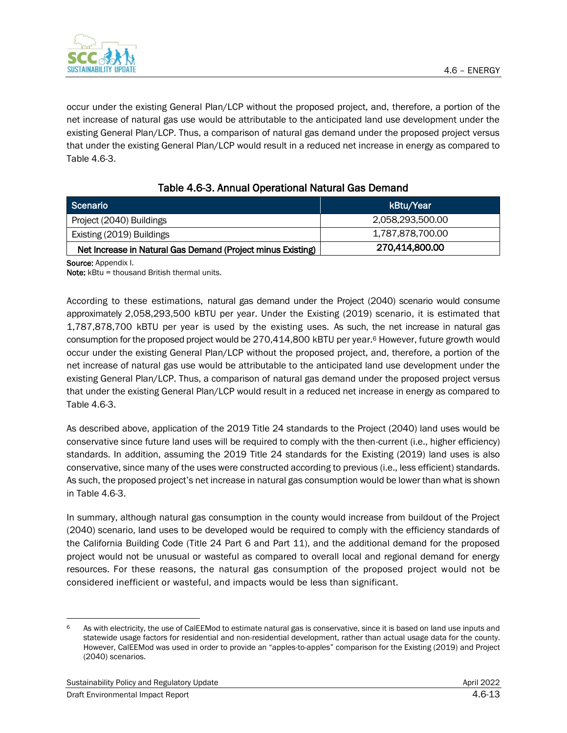occur under the existing General Plan/LCP without the proposed project, and, therefore, a portion of the net increase of natural gas use would be attributable to the anticipated land use development under the existing General Plan/LCP. Thus, a comparison of natural gas demand under the proposed project versus that under the existing General Plan/LCP would result in a reduced net increase in energy as compared to Table 4.6-3.

**Table 4.6-3. Annual Operational Natural Gas Demand**

| Scenario | kBtu/Year |
|---|---|
| Project (2040) Buildings | 2,058,293,500.00 |
| Existing (2019) Buildings | 1,787,878,700.00 |
| **Net Increase in Natural Gas Demand (Project minus Existing)** | **270,414,800.00** |

**Source:** Appendix I.
**Note:** kBtu = thousand British thermal units.

According to these estimations, natural gas demand under the Project (2040) scenario would consume approximately 2,058,293,500 kBTU per year. Under the Existing (2019) scenario, it is estimated that 1,787,878,700 kBTU per year is used by the existing uses. As such, the net increase in natural gas consumption for the proposed project would be 270,414,800 kBTU per year.[6] However, future growth would occur under the existing General Plan/LCP without the proposed project, and, therefore, a portion of the net increase of natural gas use would be attributable to the anticipated land use development under the existing General Plan/LCP. Thus, a comparison of natural gas demand under the proposed project versus that under the existing General Plan/LCP would result in a reduced net increase in energy as compared to Table 4.6-3.

As described above, application of the 2019 Title 24 standards to the Project (2040) land uses would be conservative since future land uses will be required to comply with the then-current (i.e., higher efficiency) standards. In addition, assuming the 2019 Title 24 standards for the Existing (2019) land uses is also conservative, since many of the uses were constructed according to previous (i.e., less efficient) standards. As such, the proposed project's net increase in natural gas consumption would be lower than what is shown in Table 4.6-3.

In summary, although natural gas consumption in the county would increase from buildout of the Project (2040) scenario, land uses to be developed would be required to comply with the efficiency standards of the California Building Code (Title 24 Part 6 and Part 11), and the additional demand for the proposed project would not be unusual or wasteful as compared to overall local and regional demand for energy resources. For these reasons, the natural gas consumption of the proposed project would not be considered inefficient or wasteful, and impacts would be less than significant.

---

[6] As with electricity, the use of CalEEMod to estimate natural gas is conservative, since it is based on land use inputs and statewide usage factors for residential and non-residential development, rather than actual usage data for the county. However, CalEEMod was used in order to provide an "apples-to-apples" comparison for the Existing (2019) and Project (2040) scenarios.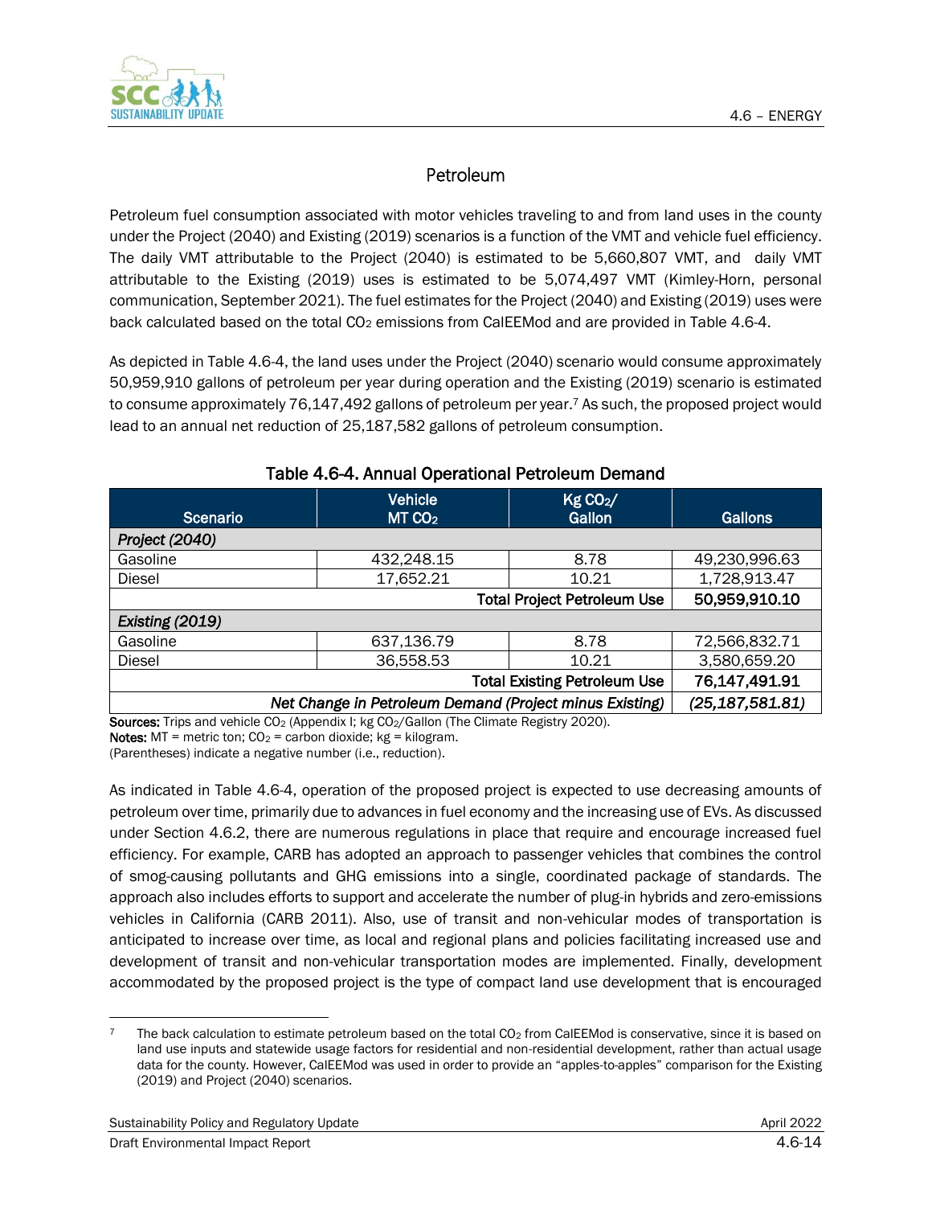## Petroleum

Petroleum fuel consumption associated with motor vehicles traveling to and from land uses in the county under the Project (2040) and Existing (2019) scenarios is a function of the VMT and vehicle fuel efficiency. The daily VMT attributable to the Project (2040) is estimated to be 5,660,807 VMT, and daily VMT attributable to the Existing (2019) uses is estimated to be 5,074,497 VMT (Kimley-Horn, personal communication, September 2021). The fuel estimates for the Project (2040) and Existing (2019) uses were back calculated based on the total $CO_2$ emissions from CalEEMod and are provided in Table 4.6-4.

As depicted in Table 4.6-4, the land uses under the Project (2040) scenario would consume approximately 50,959,910 gallons of petroleum per year during operation and the Existing (2019) scenario is estimated to consume approximately 76,147,492 gallons of petroleum per year.[7] As such, the proposed project would lead to an annual net reduction of 25,187,582 gallons of petroleum consumption.

**Table 4.6-4. Annual Operational Petroleum Demand**

| Scenario | Vehicle MT $CO_2$ | Kg $CO_2$/ Gallon | Gallons |
|---|---|---|---|
| *Project (2040)* | | | |
| Gasoline | 432,248.15 | 8.78 | 49,230,996.63 |
| Diesel | 17,652.21 | 10.21 | 1,728,913.47 |
| | | **Total Project Petroleum Use** | **50,959,910.10** |
| *Existing (2019)* | | | |
| Gasoline | 637,136.79 | 8.78 | 72,566,832.71 |
| Diesel | 36,558.53 | 10.21 | 3,580,659.20 |
| | | **Total Existing Petroleum Use** | **76,147,491.91** |
| | | ***Net Change in Petroleum Demand (Project minus Existing)*** | ***(25,187,581.81)*** |

**Sources:** Trips and vehicle $CO_2$ (Appendix I; kg $CO_2$/Gallon (The Climate Registry 2020).
**Notes:** MT = metric ton; $CO_2$ = carbon dioxide; kg = kilogram.
(Parentheses) indicate a negative number (i.e., reduction).

As indicated in Table 4.6-4, operation of the proposed project is expected to use decreasing amounts of petroleum over time, primarily due to advances in fuel economy and the increasing use of EVs. As discussed under Section 4.6.2, there are numerous regulations in place that require and encourage increased fuel efficiency. For example, CARB has adopted an approach to passenger vehicles that combines the control of smog-causing pollutants and GHG emissions into a single, coordinated package of standards. The approach also includes efforts to support and accelerate the number of plug-in hybrids and zero-emissions vehicles in California (CARB 2011). Also, use of transit and non-vehicular modes of transportation is anticipated to increase over time, as local and regional plans and policies facilitating increased use and development of transit and non-vehicular transportation modes are implemented. Finally, development accommodated by the proposed project is the type of compact land use development that is encouraged

[7] The back calculation to estimate petroleum based on the total $CO_2$ from CalEEMod is conservative, since it is based on land use inputs and statewide usage factors for residential and non-residential development, rather than actual usage data for the county. However, CalEEMod was used in order to provide an "apples-to-apples" comparison for the Existing (2019) and Project (2040) scenarios.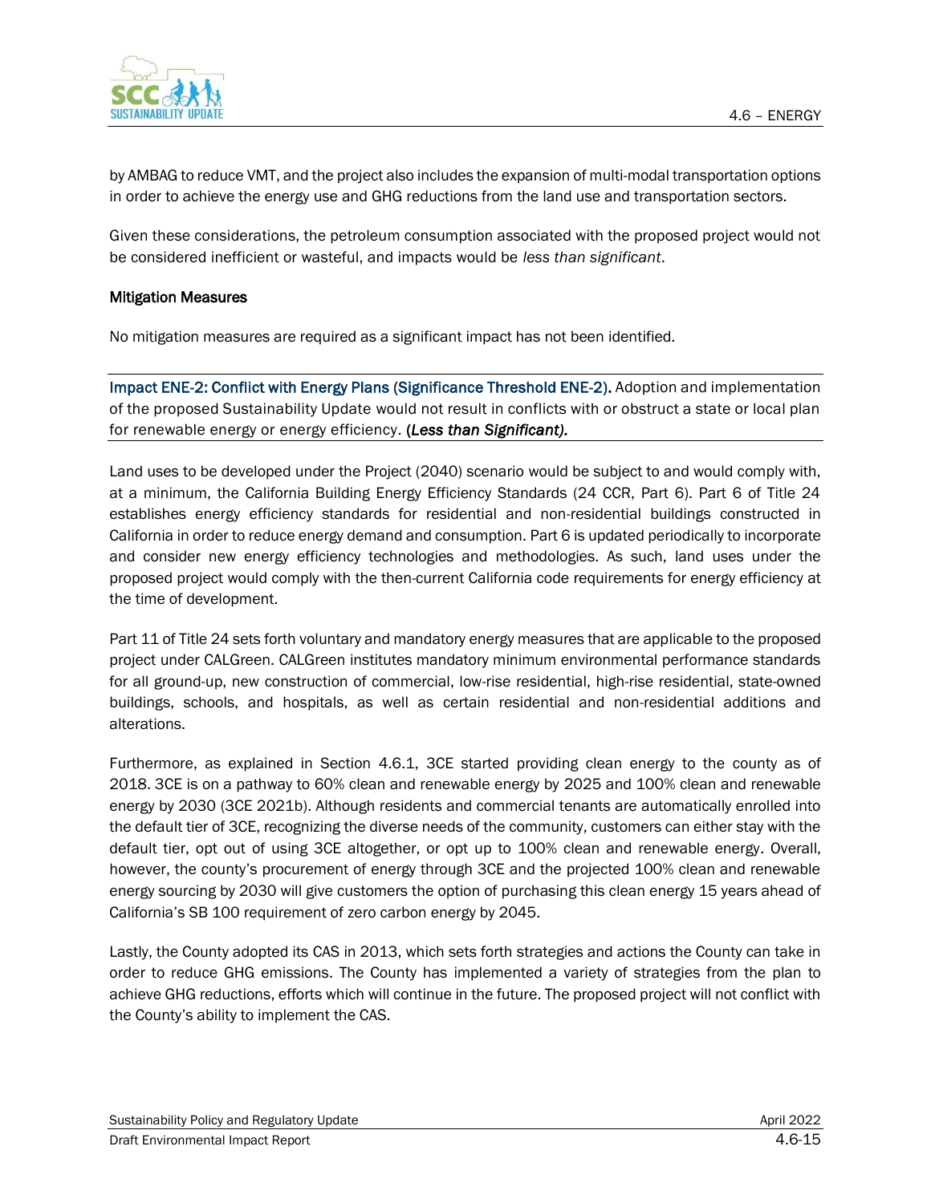by AMBAG to reduce VMT, and the project also includes the expansion of multi-modal transportation options in order to achieve the energy use and GHG reductions from the land use and transportation sectors.

Given these considerations, the petroleum consumption associated with the proposed project would not be considered inefficient or wasteful, and impacts would be *less than significant*.

**Mitigation Measures**

No mitigation measures are required as a significant impact has not been identified.

**Impact ENE-2: Conflict with Energy Plans (Significance Threshold ENE-2).** Adoption and implementation of the proposed Sustainability Update would not result in conflicts with or obstruct a state or local plan for renewable energy or energy efficiency. **(*Less than Significant).***

Land uses to be developed under the Project (2040) scenario would be subject to and would comply with, at a minimum, the California Building Energy Efficiency Standards (24 CCR, Part 6). Part 6 of Title 24 establishes energy efficiency standards for residential and non-residential buildings constructed in California in order to reduce energy demand and consumption. Part 6 is updated periodically to incorporate and consider new energy efficiency technologies and methodologies. As such, land uses under the proposed project would comply with the then-current California code requirements for energy efficiency at the time of development.

Part 11 of Title 24 sets forth voluntary and mandatory energy measures that are applicable to the proposed project under CALGreen. CALGreen institutes mandatory minimum environmental performance standards for all ground-up, new construction of commercial, low-rise residential, high-rise residential, state-owned buildings, schools, and hospitals, as well as certain residential and non-residential additions and alterations.

Furthermore, as explained in Section 4.6.1, 3CE started providing clean energy to the county as of 2018. 3CE is on a pathway to 60% clean and renewable energy by 2025 and 100% clean and renewable energy by 2030 (3CE 2021b). Although residents and commercial tenants are automatically enrolled into the default tier of 3CE, recognizing the diverse needs of the community, customers can either stay with the default tier, opt out of using 3CE altogether, or opt up to 100% clean and renewable energy. Overall, however, the county's procurement of energy through 3CE and the projected 100% clean and renewable energy sourcing by 2030 will give customers the option of purchasing this clean energy 15 years ahead of California's SB 100 requirement of zero carbon energy by 2045.

Lastly, the County adopted its CAS in 2013, which sets forth strategies and actions the County can take in order to reduce GHG emissions. The County has implemented a variety of strategies from the plan to achieve GHG reductions, efforts which will continue in the future. The proposed project will not conflict with the County's ability to implement the CAS.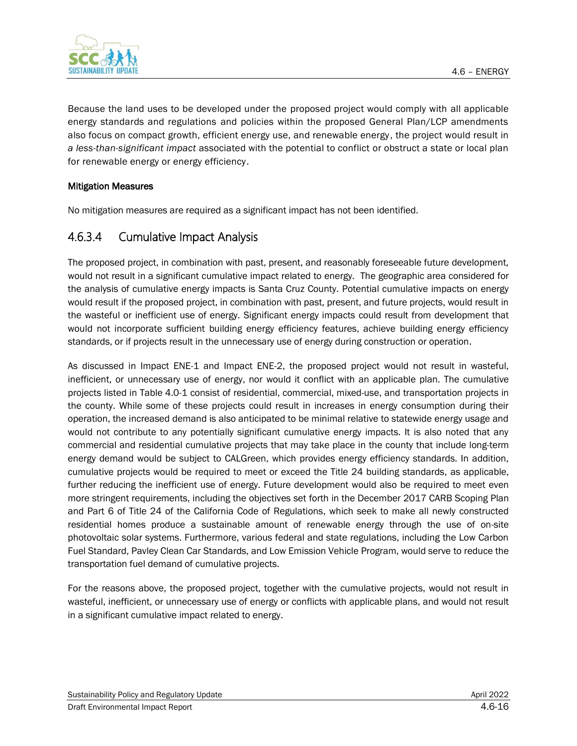Because the land uses to be developed under the proposed project would comply with all applicable energy standards and regulations and policies within the proposed General Plan/LCP amendments also focus on compact growth, efficient energy use, and renewable energy, the project would result in *a less-than-significant impact* associated with the potential to conflict or obstruct a state or local plan for renewable energy or energy efficiency.

**Mitigation Measures**

No mitigation measures are required as a significant impact has not been identified.

### 4.6.3.4 Cumulative Impact Analysis

The proposed project, in combination with past, present, and reasonably foreseeable future development, would not result in a significant cumulative impact related to energy. The geographic area considered for the analysis of cumulative energy impacts is Santa Cruz County. Potential cumulative impacts on energy would result if the proposed project, in combination with past, present, and future projects, would result in the wasteful or inefficient use of energy. Significant energy impacts could result from development that would not incorporate sufficient building energy efficiency features, achieve building energy efficiency standards, or if projects result in the unnecessary use of energy during construction or operation.

As discussed in Impact ENE-1 and Impact ENE-2, the proposed project would not result in wasteful, inefficient, or unnecessary use of energy, nor would it conflict with an applicable plan. The cumulative projects listed in Table 4.0-1 consist of residential, commercial, mixed-use, and transportation projects in the county. While some of these projects could result in increases in energy consumption during their operation, the increased demand is also anticipated to be minimal relative to statewide energy usage and would not contribute to any potentially significant cumulative energy impacts. It is also noted that any commercial and residential cumulative projects that may take place in the county that include long-term energy demand would be subject to CALGreen, which provides energy efficiency standards. In addition, cumulative projects would be required to meet or exceed the Title 24 building standards, as applicable, further reducing the inefficient use of energy. Future development would also be required to meet even more stringent requirements, including the objectives set forth in the December 2017 CARB Scoping Plan and Part 6 of Title 24 of the California Code of Regulations, which seek to make all newly constructed residential homes produce a sustainable amount of renewable energy through the use of on-site photovoltaic solar systems. Furthermore, various federal and state regulations, including the Low Carbon Fuel Standard, Pavley Clean Car Standards, and Low Emission Vehicle Program, would serve to reduce the transportation fuel demand of cumulative projects.

For the reasons above, the proposed project, together with the cumulative projects, would not result in wasteful, inefficient, or unnecessary use of energy or conflicts with applicable plans, and would not result in a significant cumulative impact related to energy.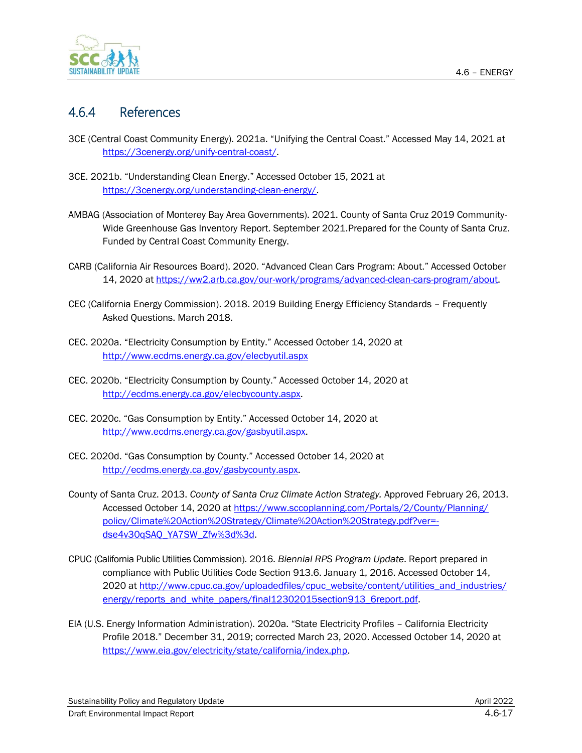## 4.6.4 References

3CE (Central Coast Community Energy). 2021a. “Unifying the Central Coast.” Accessed May 14, 2021 at https://3cenergy.org/unify-central-coast/.

3CE. 2021b. “Understanding Clean Energy.” Accessed October 15, 2021 at https://3cenergy.org/understanding-clean-energy/.

AMBAG (Association of Monterey Bay Area Governments). 2021. County of Santa Cruz 2019 Community-Wide Greenhouse Gas Inventory Report. September 2021.Prepared for the County of Santa Cruz. Funded by Central Coast Community Energy.

CARB (California Air Resources Board). 2020. “Advanced Clean Cars Program: About.” Accessed October 14, 2020 at https://ww2.arb.ca.gov/our-work/programs/advanced-clean-cars-program/about.

CEC (California Energy Commission). 2018. 2019 Building Energy Efficiency Standards – Frequently Asked Questions. March 2018.

CEC. 2020a. “Electricity Consumption by Entity.” Accessed October 14, 2020 at http://www.ecdms.energy.ca.gov/elecbyutil.aspx

CEC. 2020b. “Electricity Consumption by County.” Accessed October 14, 2020 at http://ecdms.energy.ca.gov/elecbycounty.aspx.

CEC. 2020c. “Gas Consumption by Entity.” Accessed October 14, 2020 at http://www.ecdms.energy.ca.gov/gasbyutil.aspx.

CEC. 2020d. “Gas Consumption by County.” Accessed October 14, 2020 at http://ecdms.energy.ca.gov/gasbycounty.aspx.

County of Santa Cruz. 2013. *County of Santa Cruz Climate Action Strategy.* Approved February 26, 2013. Accessed October 14, 2020 at https://www.sccoplanning.com/Portals/2/County/Planning/policy/Climate%20Action%20Strategy/Climate%20Action%20Strategy.pdf?ver=-dse4v30qSAQ_YA7SW_Zfw%3d%3d.

CPUC (California Public Utilities Commission). 2016. *Biennial RPS Program Update*. Report prepared in compliance with Public Utilities Code Section 913.6. January 1, 2016. Accessed October 14, 2020 at http://www.cpuc.ca.gov/uploadedfiles/cpuc_website/content/utilities_and_industries/energy/reports_and_white_papers/final12302015section913_6report.pdf.

EIA (U.S. Energy Information Administration). 2020a. “State Electricity Profiles – California Electricity Profile 2018.” December 31, 2019; corrected March 23, 2020. Accessed October 14, 2020 at https://www.eia.gov/electricity/state/california/index.php.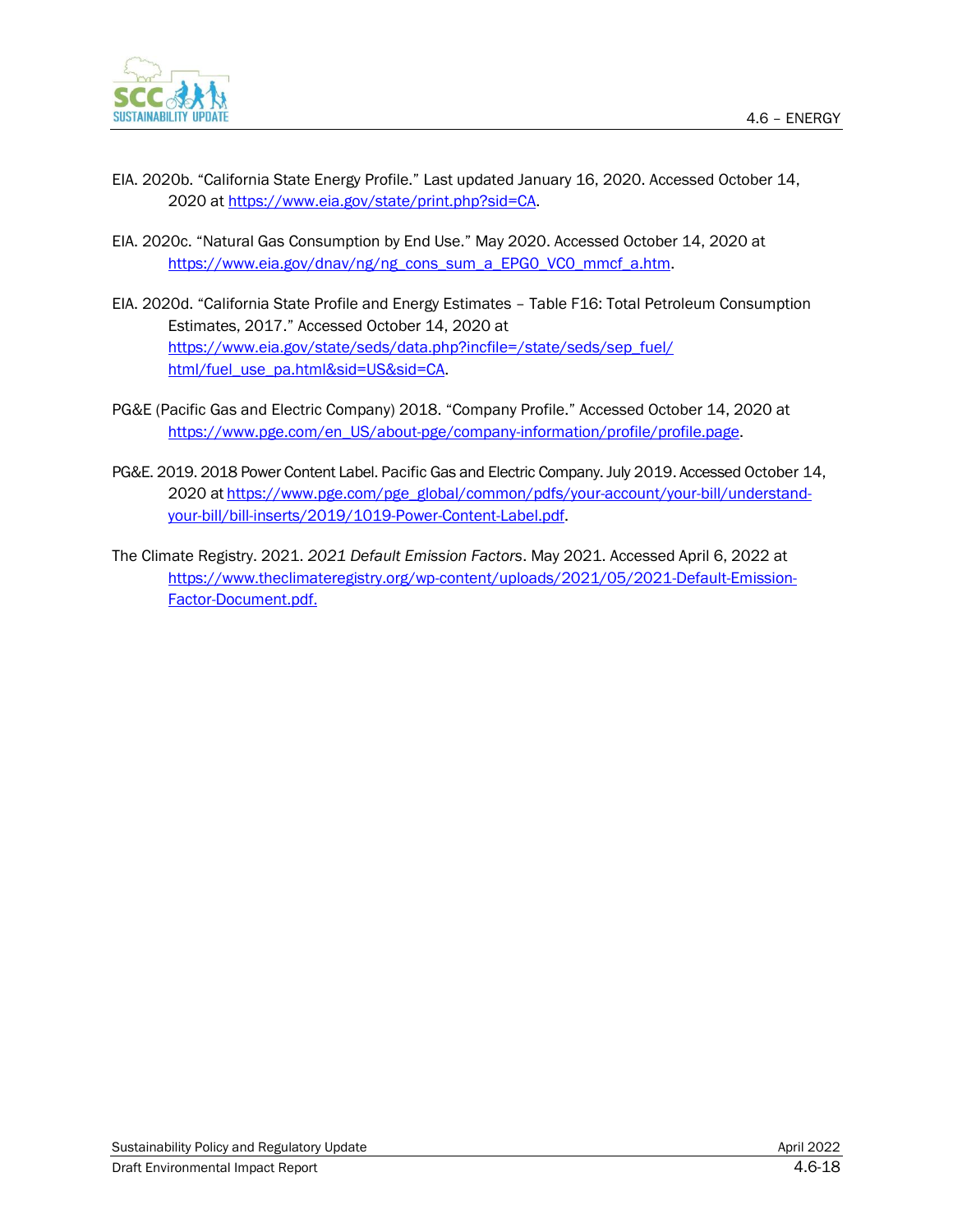EIA. 2020b. "California State Energy Profile." Last updated January 16, 2020. Accessed October 14, 2020 at https://www.eia.gov/state/print.php?sid=CA.

EIA. 2020c. "Natural Gas Consumption by End Use." May 2020. Accessed October 14, 2020 at https://www.eia.gov/dnav/ng/ng_cons_sum_a_EPG0_VC0_mmcf_a.htm.

EIA. 2020d. "California State Profile and Energy Estimates – Table F16: Total Petroleum Consumption Estimates, 2017." Accessed October 14, 2020 at https://www.eia.gov/state/seds/data.php?incfile=/state/seds/sep_fuel/html/fuel_use_pa.html&sid=US&sid=CA.

PG&E (Pacific Gas and Electric Company) 2018. "Company Profile." Accessed October 14, 2020 at https://www.pge.com/en_US/about-pge/company-information/profile/profile.page.

PG&E. 2019. 2018 Power Content Label. Pacific Gas and Electric Company. July 2019. Accessed October 14, 2020 at https://www.pge.com/pge_global/common/pdfs/your-account/your-bill/understand-your-bill/bill-inserts/2019/1019-Power-Content-Label.pdf.

The Climate Registry. 2021. *2021 Default Emission Factors*. May 2021. Accessed April 6, 2022 at https://www.theclimateregistry.org/wp-content/uploads/2021/05/2021-Default-Emission-Factor-Document.pdf.